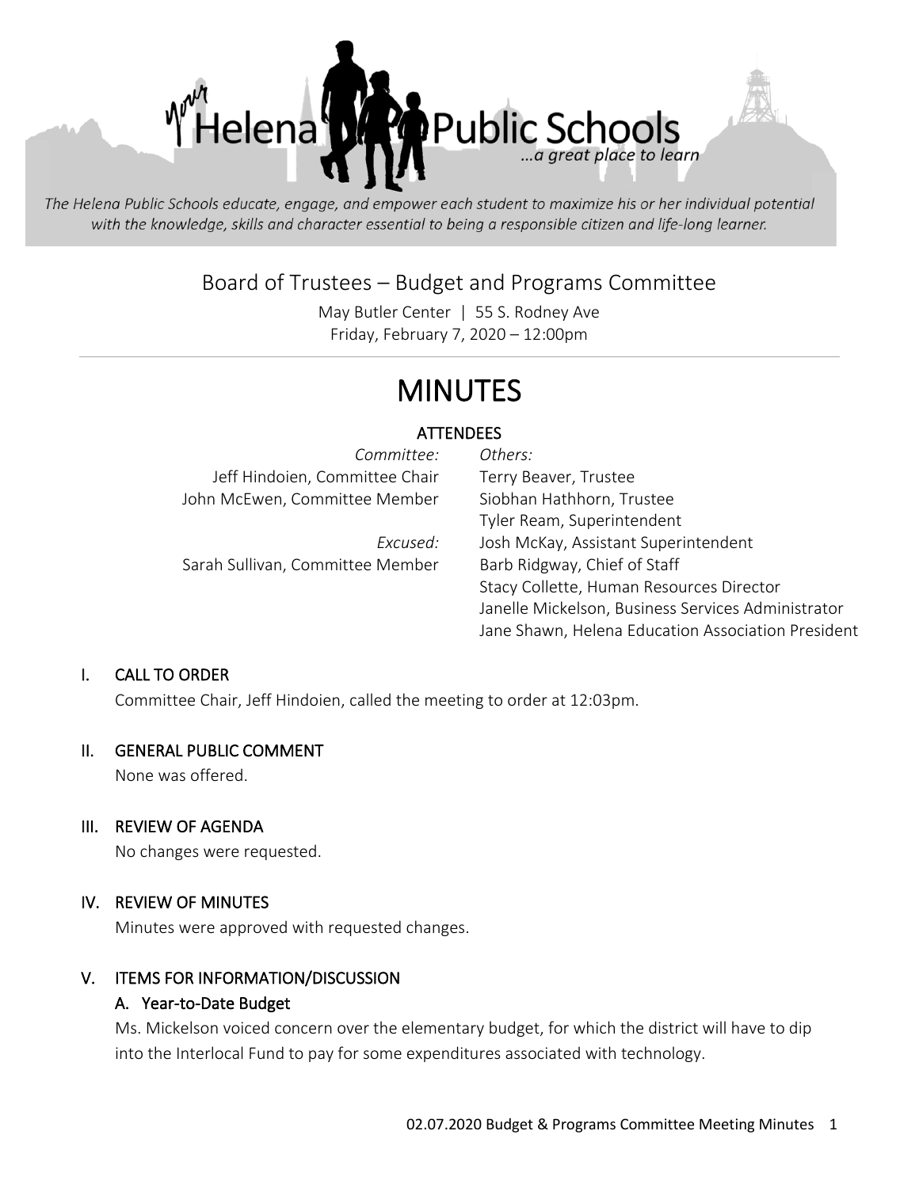Helena Public Schools ...a great place to learn

*The Helena Public Schools educate, engage, and empower each student to maximize his or her individual potential with the knowledge, skills and character essential to being a responsible citizen and life-long learner.*

## Board of Trustees – Budget and Programs Committee

May Butler Center | 55 S. Rodney Ave
Friday, February 7, 2020 – 12:00pm

# MINUTES

### ATTENDEES

*Committee:*
Jeff Hindoien, Committee Chair
John McEwen, Committee Member

*Excused:*
Sarah Sullivan, Committee Member

*Others:*
Terry Beaver, Trustee
Siobhan Hathhorn, Trustee
Tyler Ream, Superintendent
Josh McKay, Assistant Superintendent
Barb Ridgway, Chief of Staff
Stacy Collette, Human Resources Director
Janelle Mickelson, Business Services Administrator
Jane Shawn, Helena Education Association President

## I. CALL TO ORDER

Committee Chair, Jeff Hindoien, called the meeting to order at 12:03pm.

## II. GENERAL PUBLIC COMMENT

None was offered.

## III. REVIEW OF AGENDA

No changes were requested.

## IV. REVIEW OF MINUTES

Minutes were approved with requested changes.

## V. ITEMS FOR INFORMATION/DISCUSSION

### A. Year-to-Date Budget

Ms. Mickelson voiced concern over the elementary budget, for which the district will have to dip into the Interlocal Fund to pay for some expenditures associated with technology.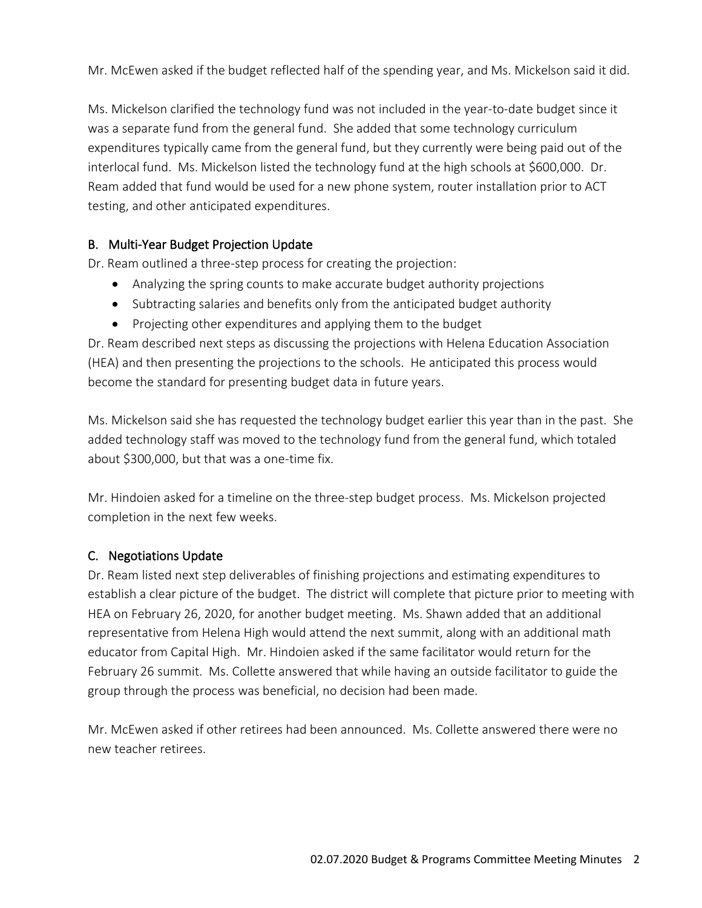Mr. McEwen asked if the budget reflected half of the spending year, and Ms. Mickelson said it did.

Ms. Mickelson clarified the technology fund was not included in the year-to-date budget since it was a separate fund from the general fund. She added that some technology curriculum expenditures typically came from the general fund, but they currently were being paid out of the interlocal fund. Ms. Mickelson listed the technology fund at the high schools at $600,000. Dr. Ream added that fund would be used for a new phone system, router installation prior to ACT testing, and other anticipated expenditures.

## B. Multi-Year Budget Projection Update

Dr. Ream outlined a three-step process for creating the projection:

- Analyzing the spring counts to make accurate budget authority projections
- Subtracting salaries and benefits only from the anticipated budget authority
- Projecting other expenditures and applying them to the budget

Dr. Ream described next steps as discussing the projections with Helena Education Association (HEA) and then presenting the projections to the schools. He anticipated this process would become the standard for presenting budget data in future years.

Ms. Mickelson said she has requested the technology budget earlier this year than in the past. She added technology staff was moved to the technology fund from the general fund, which totaled about $300,000, but that was a one-time fix.

Mr. Hindoien asked for a timeline on the three-step budget process. Ms. Mickelson projected completion in the next few weeks.

## C. Negotiations Update

Dr. Ream listed next step deliverables of finishing projections and estimating expenditures to establish a clear picture of the budget. The district will complete that picture prior to meeting with HEA on February 26, 2020, for another budget meeting. Ms. Shawn added that an additional representative from Helena High would attend the next summit, along with an additional math educator from Capital High. Mr. Hindoien asked if the same facilitator would return for the February 26 summit. Ms. Collette answered that while having an outside facilitator to guide the group through the process was beneficial, no decision had been made.

Mr. McEwen asked if other retirees had been announced. Ms. Collette answered there were no new teacher retirees.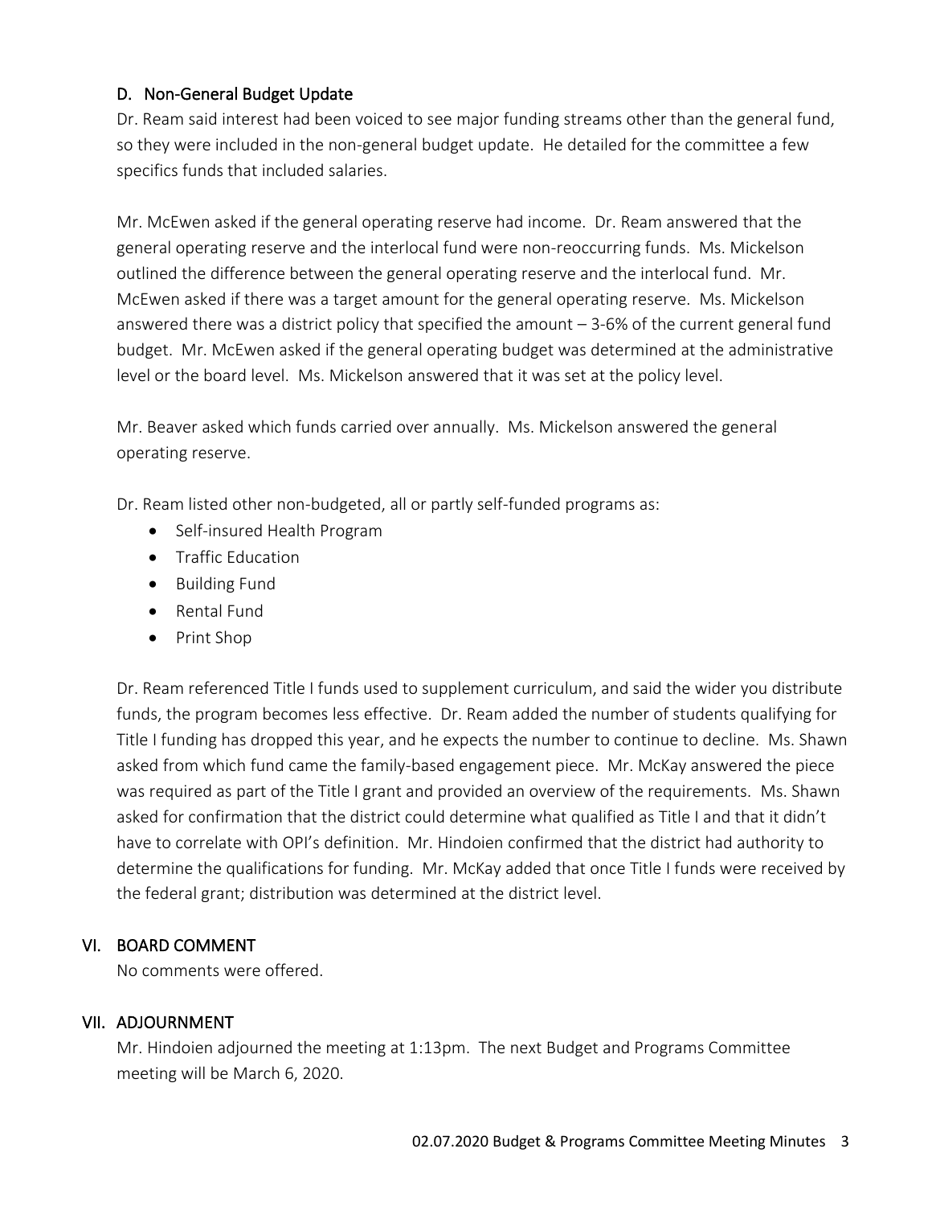### D. Non-General Budget Update

Dr. Ream said interest had been voiced to see major funding streams other than the general fund, so they were included in the non-general budget update. He detailed for the committee a few specifics funds that included salaries.

Mr. McEwen asked if the general operating reserve had income. Dr. Ream answered that the general operating reserve and the interlocal fund were non-reoccurring funds. Ms. Mickelson outlined the difference between the general operating reserve and the interlocal fund. Mr. McEwen asked if there was a target amount for the general operating reserve. Ms. Mickelson answered there was a district policy that specified the amount – 3-6% of the current general fund budget. Mr. McEwen asked if the general operating budget was determined at the administrative level or the board level. Ms. Mickelson answered that it was set at the policy level.

Mr. Beaver asked which funds carried over annually. Ms. Mickelson answered the general operating reserve.

Dr. Ream listed other non-budgeted, all or partly self-funded programs as:

- Self-insured Health Program
- Traffic Education
- Building Fund
- Rental Fund
- Print Shop

Dr. Ream referenced Title I funds used to supplement curriculum, and said the wider you distribute funds, the program becomes less effective. Dr. Ream added the number of students qualifying for Title I funding has dropped this year, and he expects the number to continue to decline. Ms. Shawn asked from which fund came the family-based engagement piece. Mr. McKay answered the piece was required as part of the Title I grant and provided an overview of the requirements. Ms. Shawn asked for confirmation that the district could determine what qualified as Title I and that it didn't have to correlate with OPI's definition. Mr. Hindoien confirmed that the district had authority to determine the qualifications for funding. Mr. McKay added that once Title I funds were received by the federal grant; distribution was determined at the district level.

## VI. BOARD COMMENT

No comments were offered.

## VII. ADJOURNMENT

Mr. Hindoien adjourned the meeting at 1:13pm. The next Budget and Programs Committee meeting will be March 6, 2020.